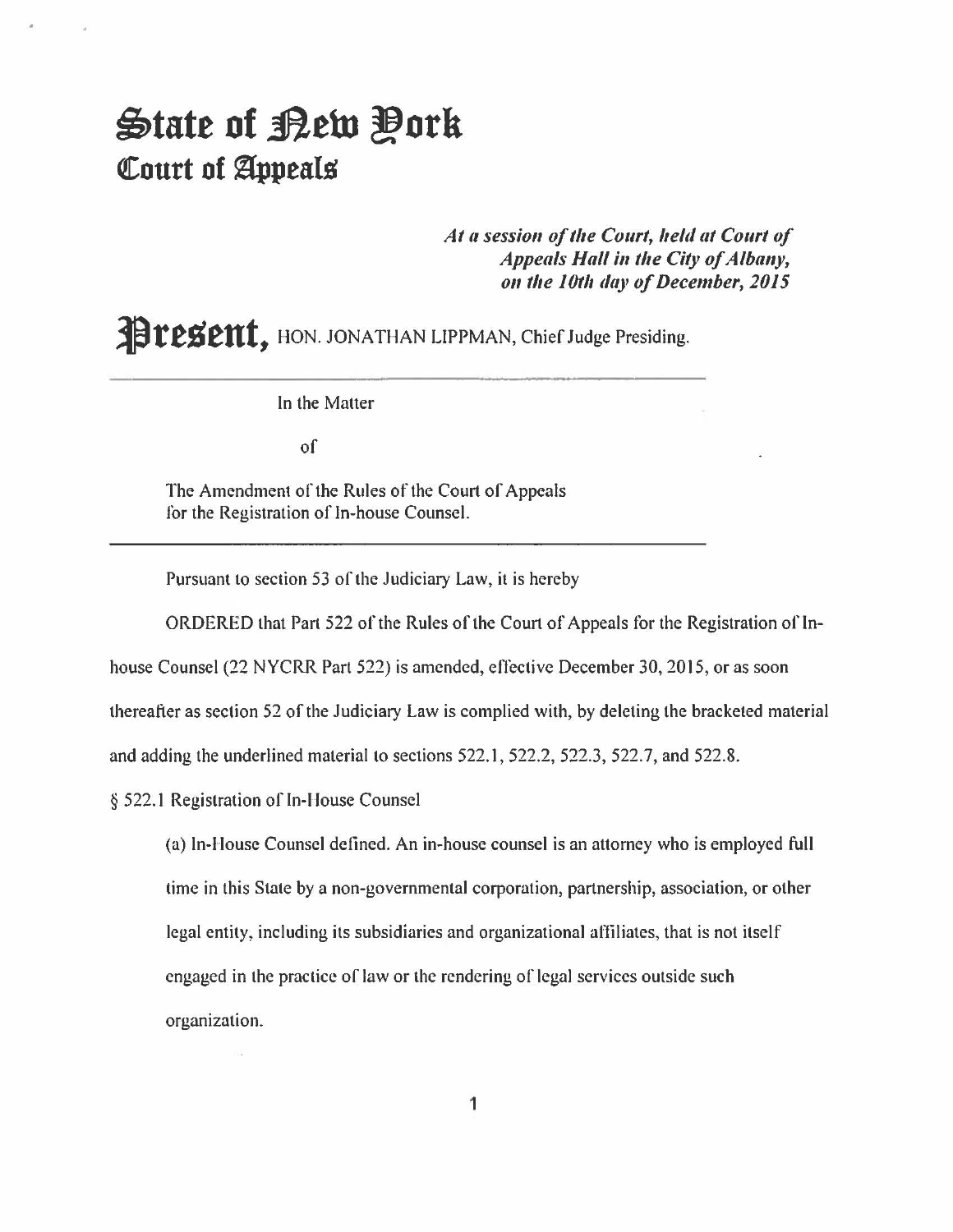# State of New York
## Court of Appeals

*At a session of the Court, held at Court of Appeals Hall in the City of Albany, on the 10th day of December, 2015*

**Present,** HON. JONATHAN LIPPMAN, Chief Judge Presiding.

---

In the Matter

of

The Amendment of the Rules of the Court of Appeals for the Registration of In-house Counsel.

---

Pursuant to section 53 of the Judiciary Law, it is hereby

ORDERED that Part 522 of the Rules of the Court of Appeals for the Registration of In-house Counsel (22 NYCRR Part 522) is amended, effective December 30, 2015, or as soon thereafter as section 52 of the Judiciary Law is complied with, by deleting the bracketed material and adding the underlined material to sections 522.1, 522.2, 522.3, 522.7, and 522.8.

§ 522.1 Registration of In-House Counsel

(a) In-House Counsel defined. An in-house counsel is an attorney who is employed full time in this State by a non-governmental corporation, partnership, association, or other legal entity, including its subsidiaries and organizational affiliates, that is not itself engaged in the practice of law or the rendering of legal services outside such organization.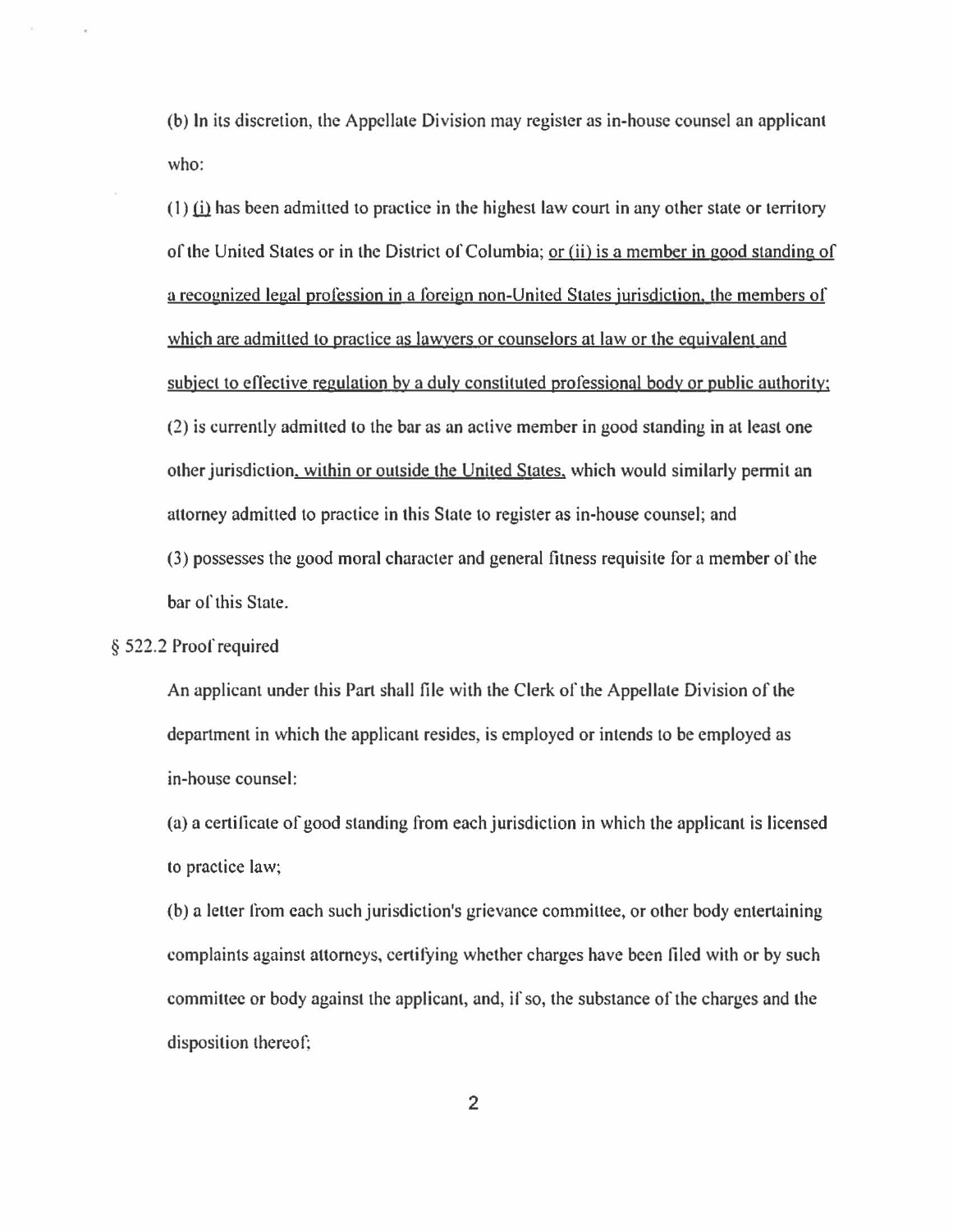(b) In its discretion, the Appellate Division may register as in-house counsel an applicant who:

(1) <u>(i)</u> has been admitted to practice in the highest law court in any other state or territory of the United States or in the District of Columbia; <u>or (ii) is a member in good standing of a recognized legal profession in a foreign non-United States jurisdiction, the members of which are admitted to practice as lawyers or counselors at law or the equivalent and subject to effective regulation by a duly constituted professional body or public authority;</u>

(2) is currently admitted to the bar as an active member in good standing in at least one other jurisdiction<u>, within or outside the United States,</u> which would similarly permit an attorney admitted to practice in this State to register as in-house counsel; and

(3) possesses the good moral character and general fitness requisite for a member of the bar of this State.

§ 522.2 Proof required

An applicant under this Part shall file with the Clerk of the Appellate Division of the department in which the applicant resides, is employed or intends to be employed as in-house counsel:

(a) a certificate of good standing from each jurisdiction in which the applicant is licensed to practice law;

(b) a letter from each such jurisdiction's grievance committee, or other body entertaining complaints against attorneys, certifying whether charges have been filed with or by such committee or body against the applicant, and, if so, the substance of the charges and the disposition thereof;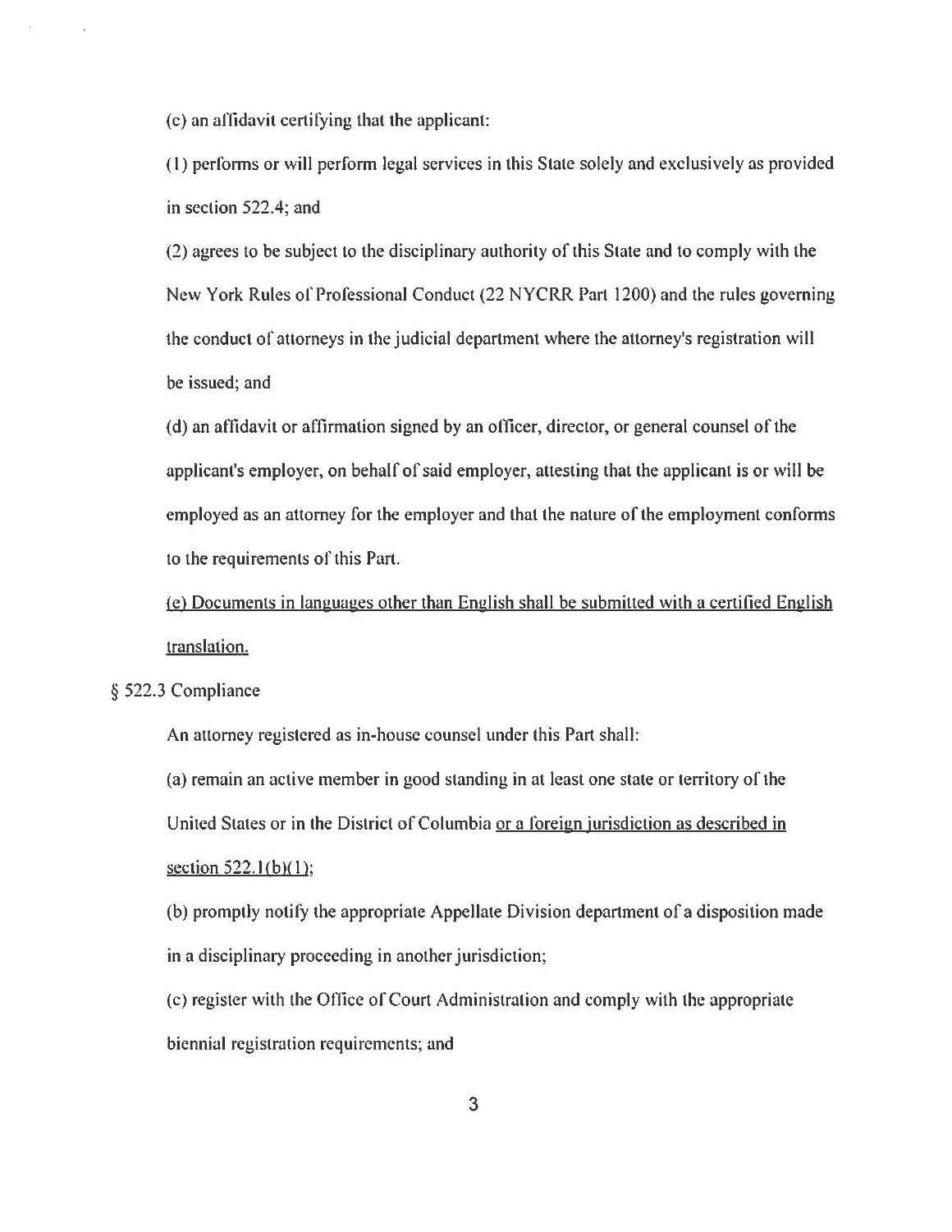(c) an affidavit certifying that the applicant:

(1) performs or will perform legal services in this State solely and exclusively as provided in section 522.4; and

(2) agrees to be subject to the disciplinary authority of this State and to comply with the New York Rules of Professional Conduct (22 NYCRR Part 1200) and the rules governing the conduct of attorneys in the judicial department where the attorney's registration will be issued; and

(d) an affidavit or affirmation signed by an officer, director, or general counsel of the applicant's employer, on behalf of said employer, attesting that the applicant is or will be employed as an attorney for the employer and that the nature of the employment conforms to the requirements of this Part.

<u>(e) Documents in languages other than English shall be submitted with a certified English translation.</u>

§ 522.3 Compliance

An attorney registered as in-house counsel under this Part shall:

(a) remain an active member in good standing in at least one state or territory of the United States or in the District of Columbia <u>or a foreign jurisdiction as described in section 522.1(b)(1);</u>

(b) promptly notify the appropriate Appellate Division department of a disposition made in a disciplinary proceeding in another jurisdiction;

(c) register with the Office of Court Administration and comply with the appropriate biennial registration requirements; and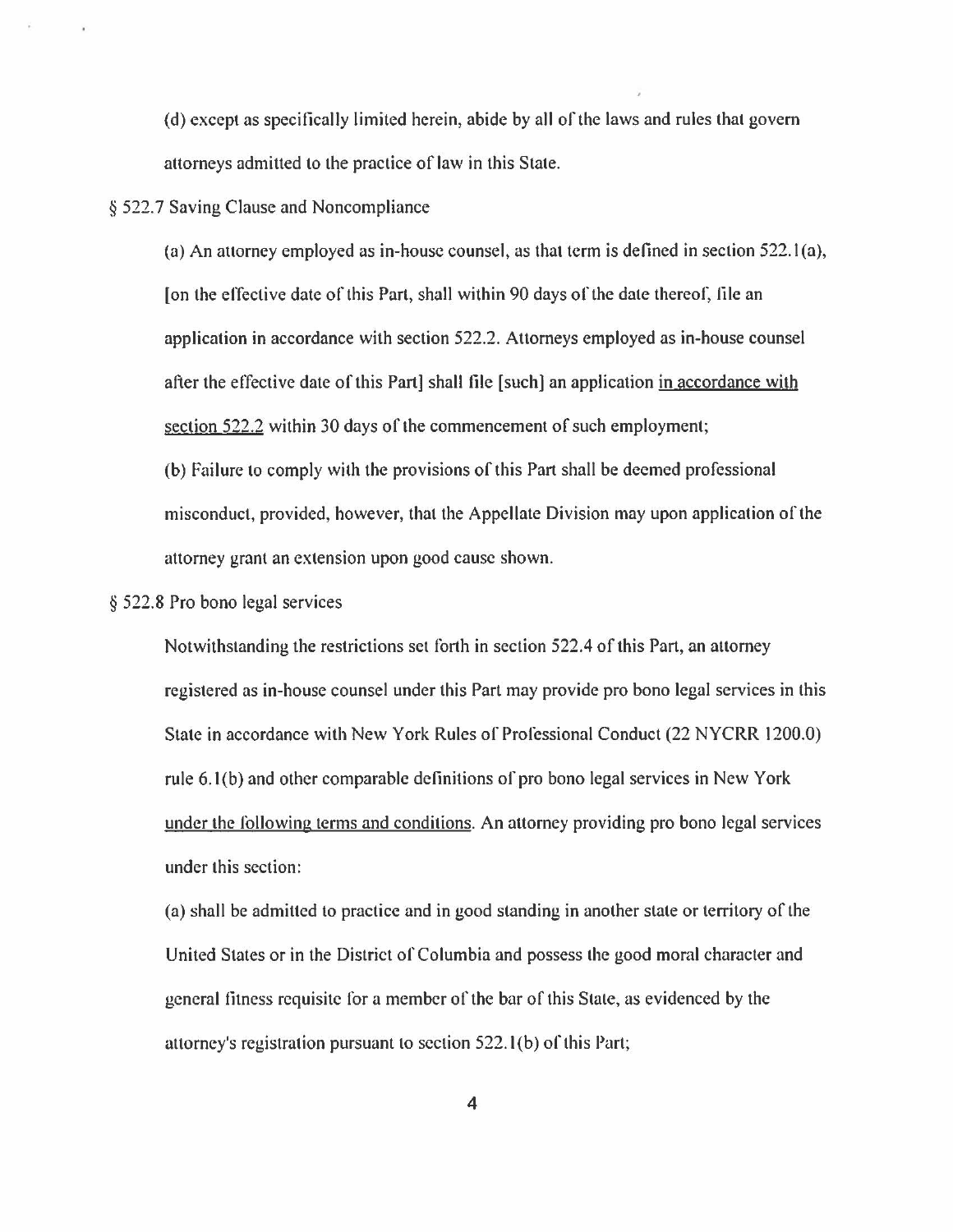(d) except as specifically limited herein, abide by all of the laws and rules that govern attorneys admitted to the practice of law in this State.

§ 522.7 Saving Clause and Noncompliance

(a) An attorney employed as in-house counsel, as that term is defined in section 522.1(a), [on the effective date of this Part, shall within 90 days of the date thereof, file an application in accordance with section 522.2. Attorneys employed as in-house counsel after the effective date of this Part] shall file [such] an application <u>in accordance with section 522.2</u> within 30 days of the commencement of such employment;

(b) Failure to comply with the provisions of this Part shall be deemed professional misconduct, provided, however, that the Appellate Division may upon application of the attorney grant an extension upon good cause shown.

§ 522.8 Pro bono legal services

Notwithstanding the restrictions set forth in section 522.4 of this Part, an attorney registered as in-house counsel under this Part may provide pro bono legal services in this State in accordance with New York Rules of Professional Conduct (22 NYCRR 1200.0) rule 6.1(b) and other comparable definitions of pro bono legal services in New York <u>under the following terms and conditions</u>. An attorney providing pro bono legal services under this section:

(a) shall be admitted to practice and in good standing in another state or territory of the United States or in the District of Columbia and possess the good moral character and general fitness requisite for a member of the bar of this State, as evidenced by the attorney's registration pursuant to section 522.1(b) of this Part;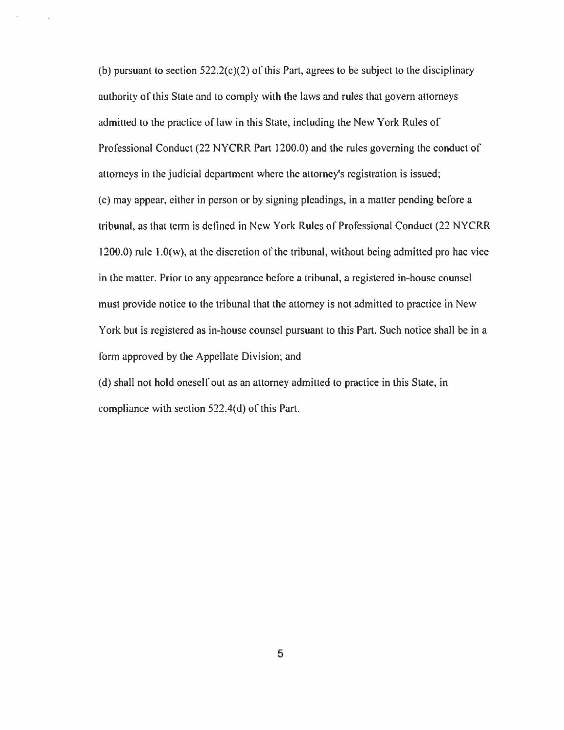(b) pursuant to section 522.2(c)(2) of this Part, agrees to be subject to the disciplinary authority of this State and to comply with the laws and rules that govern attorneys admitted to the practice of law in this State, including the New York Rules of Professional Conduct (22 NYCRR Part 1200.0) and the rules governing the conduct of attorneys in the judicial department where the attorney's registration is issued;

(c) may appear, either in person or by signing pleadings, in a matter pending before a tribunal, as that term is defined in New York Rules of Professional Conduct (22 NYCRR 1200.0) rule 1.0(w), at the discretion of the tribunal, without being admitted pro hac vice in the matter. Prior to any appearance before a tribunal, a registered in-house counsel must provide notice to the tribunal that the attorney is not admitted to practice in New York but is registered as in-house counsel pursuant to this Part. Such notice shall be in a form approved by the Appellate Division; and

(d) shall not hold oneself out as an attorney admitted to practice in this State, in compliance with section 522.4(d) of this Part.